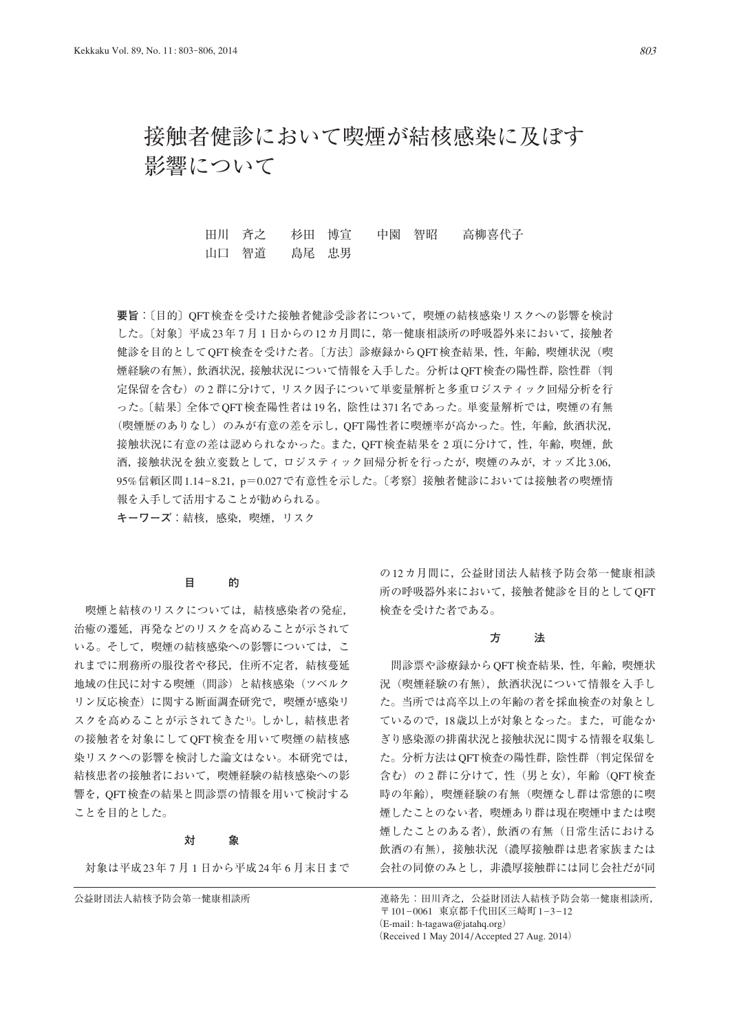# 接触者健診において喫煙が結核感染に及ぼす影響について

田川　斉之　　杉田　博宣　　中園　智昭　　高柳喜代子
山口　智道　　島尾　忠男

**要旨**：〔目的〕QFT検査を受けた接触者健診受診者について，喫煙の結核感染リスクへの影響を検討した。〔対象〕平成23年7月1日からの12カ月間に，第一健康相談所の呼吸器外来において，接触者健診を目的としてQFT検査を受けた者。〔方法〕診療録からQFT検査結果，性，年齢，喫煙状況（喫煙経験の有無），飲酒状況，接触状況について情報を入手した。分析はQFT検査の陽性群，陰性群（判定保留を含む）の2群に分けて，リスク因子について単変量解析と多重ロジスティック回帰分析を行った。〔結果〕全体でQFT検査陽性者は19名，陰性は371名であった。単変量解析では，喫煙の有無（喫煙歴のありなし）のみが有意の差を示し，QFT陽性者に喫煙率が高かった。性，年齢，飲酒状況，接触状況に有意の差は認められなかった。また，QFT検査結果を2項に分けて，性，年齢，喫煙，飲酒，接触状況を独立変数として，ロジスティック回帰分析を行ったが，喫煙のみが，オッズ比3.06，95%信頼区間1.14−8.21，p＝0.027で有意性を示した。〔考察〕接触者健診においては接触者の喫煙情報を入手して活用することが勧められる。

**キーワーズ**：結核，感染，喫煙，リスク

## 目　　的

喫煙と結核のリスクについては，結核感染者の発症，治癒の遷延，再発などのリスクを高めることが示されている。そして，喫煙の結核感染への影響については，これまでに刑務所の服役者や移民，住所不定者，結核蔓延地域の住民に対する喫煙（問診）と結核感染（ツベルクリン反応検査）に関する断面調査研究で，喫煙が感染リスクを高めることが示されてきた[1]。しかし，結核患者の接触者を対象にしてQFT検査を用いて喫煙の結核感染リスクへの影響を検討した論文はない。本研究では，結核患者の接触者において，喫煙経験の結核感染への影響を，QFT検査の結果と問診票の情報を用いて検討することを目的とした。

## 対　　象

対象は平成23年7月1日から平成24年6月末日までの12カ月間に，公益財団法人結核予防会第一健康相談所の呼吸器外来において，接触者健診を目的としてQFT検査を受けた者である。

## 方　　法

問診票や診療録からQFT検査結果，性，年齢，喫煙状況（喫煙経験の有無），飲酒状況について情報を入手した。当所では高卒以上の年齢の者を採血検査の対象としているので，18歳以上が対象となった。また，可能なかぎり感染源の排菌状況と接触状況に関する情報を収集した。分析方法はQFT検査の陽性群，陰性群（判定保留を含む）の2群に分けて，性（男と女），年齢（QFT検査時の年齢），喫煙経験の有無（喫煙なし群は常態的に喫煙したことのない者，喫煙あり群は現在喫煙中または喫煙したことのある者），飲酒の有無（日常生活における飲酒の有無），接触状況（濃厚接触群は患者家族または会社の同僚のみとし，非濃厚接触群には同じ会社だが同

公益財団法人結核予防会第一健康相談所

連絡先：田川斉之，公益財団法人結核予防会第一健康相談所，〒101−0061　東京都千代田区三崎町1−3−12
（E-mail: h-tagawa@jatahq.org）
（Received 1 May 2014/Accepted 27 Aug. 2014）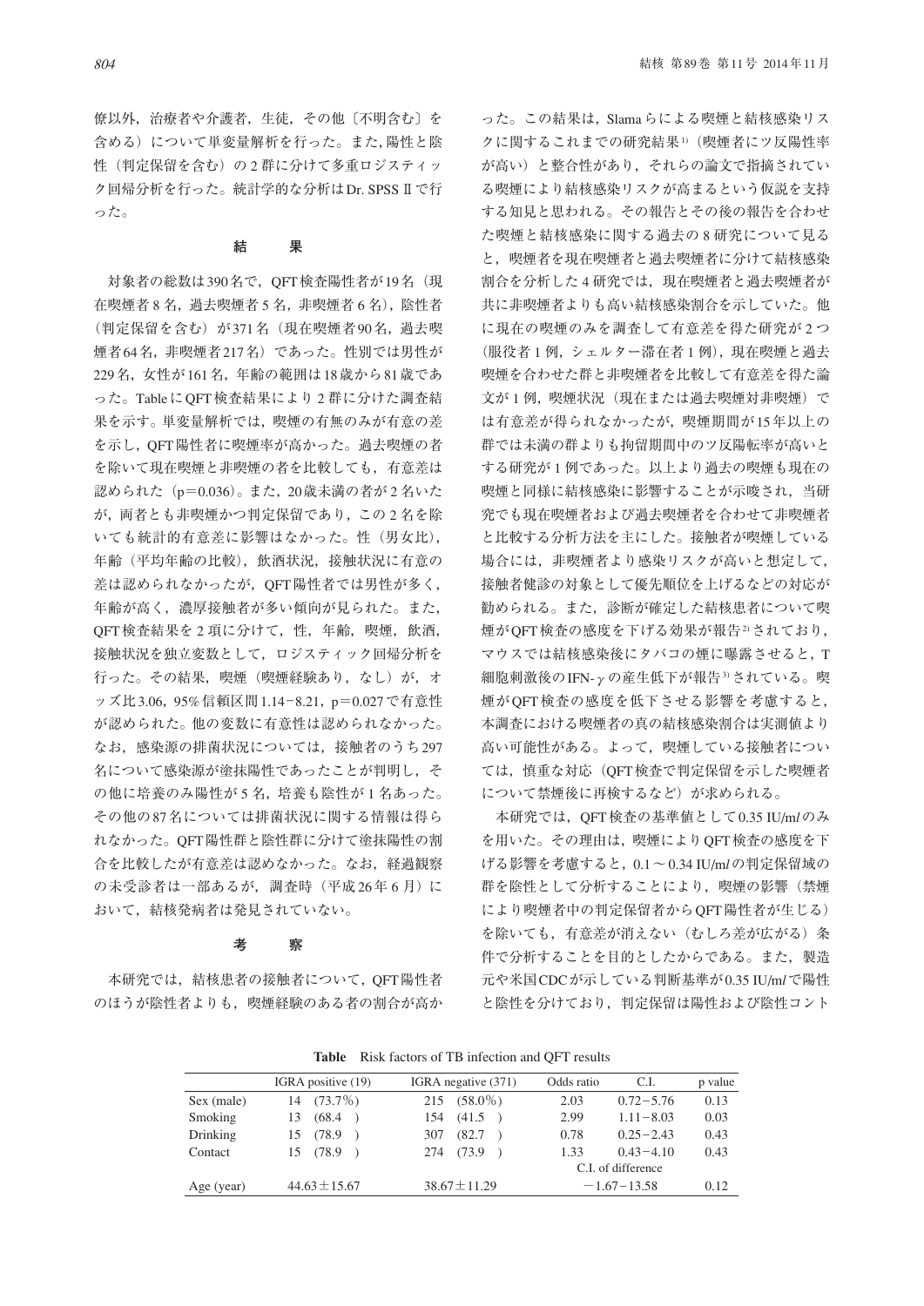僚以外，治療者や介護者，生徒，その他〔不明含む〕を含める）について単変量解析を行った。また，陽性と陰性（判定保留を含む）の2群に分けて多重ロジスティック回帰分析を行った。統計学的な分析はDr. SPSS IIで行った。

## 結　　果

対象者の総数は390名で，QFT検査陽性者が19名（現在喫煙者8名，過去喫煙者5名，非喫煙者6名），陰性者（判定保留を含む）が371名（現在喫煙者90名，過去喫煙者64名，非喫煙者217名）であった。性別では男性が229名，女性が161名，年齢の範囲は18歳から81歳であった。TableにQFT検査結果により2群に分けた調査結果を示す。単変量解析では，喫煙の有無のみが有意の差を示し，QFT陽性者に喫煙率が高かった。過去喫煙の者を除いて現在喫煙と非喫煙の者を比較しても，有意差は認められた（p=0.036）。また，20歳未満の者が2名いたが，両者とも非喫煙かつ判定保留であり，この2名を除いても統計的有意差に影響はなかった。性（男女比），年齢（平均年齢の比較），飲酒状況，接触状況に有意の差は認められなかったが，QFT陽性者では男性が多く，年齢が高く，濃厚接触者が多い傾向が見られた。また，QFT検査結果を2項に分けて，性，年齢，喫煙，飲酒，接触状況を独立変数として，ロジスティック回帰分析を行った。その結果，喫煙（喫煙経験あり，なし）が，オッズ比3.06，95%信頼区間1.14–8.21，p=0.027で有意性が認められた。他の変数に有意性は認められなかった。なお，感染源の排菌状況については，接触者のうち297名について感染源が塗抹陽性であったことが判明し，その他に培養のみ陽性が5名，培養も陰性が1名あった。その他の87名については排菌状況に関する情報は得られなかった。QFT陽性群と陰性群に分けて塗抹陽性の割合を比較したが有意差は認めなかった。なお，経過観察の未受診者は一部あるが，調査時（平成26年6月）において，結核発病者は発見されていない。

## 考　　察

本研究では，結核患者の接触者について，QFT陽性者のほうが陰性者よりも，喫煙経験のある者の割合が高かった。この結果は，Slamaらによる喫煙と結核感染リスクに関するこれまでの研究結果[1]（喫煙者にツ反陽性率が高い）と整合性があり，それらの論文で指摘されている喫煙により結核感染リスクが高まるという仮説を支持する知見と思われる。その報告とその後の報告を合わせた喫煙と結核感染に関する過去の8研究について見ると，喫煙者を現在喫煙者と過去喫煙者に分けて結核感染割合を分析した4研究では，現在喫煙者と過去喫煙者が共に非喫煙者よりも高い結核感染割合を示していた。他に現在の喫煙のみを調査して有意差を得た研究が2つ（服役者1例，シェルター滞在者1例），現在喫煙と過去喫煙を合わせた群と非喫煙者を比較して有意差を得た論文が1例，喫煙状況（現在または過去喫煙対非喫煙）では有意差が得られなかったが，喫煙期間が15年以上の群では未満の群よりも拘留期間中のツ反陽転率が高いとする研究が1例であった。以上より過去の喫煙も現在の喫煙と同様に結核感染に影響することが示唆され，当研究でも現在喫煙者および過去喫煙者を合わせて非喫煙者と比較する分析方法を主にした。接触者が喫煙している場合には，非喫煙者より感染リスクが高いと想定して，接触者健診の対象として優先順位を上げるなどの対応が勧められる。また，診断が確定した結核患者について喫煙がQFT検査の感度を下げる効果が報告[2]されており，マウスでは結核感染後にタバコの煙に曝露させると，T細胞刺激後のIFN-$\gamma$の産生低下が報告[3]されている。喫煙がQFT検査の感度を低下させる影響を考慮すると，本調査における喫煙者の真の結核感染割合は実測値より高い可能性がある。よって，喫煙している接触者については，慎重な対応（QFT検査で判定保留を示した喫煙者について禁煙後に再検するなど）が求められる。

本研究では，QFT検査の基準値として0.35 IU/*ml*のみを用いた。その理由は，喫煙によりQFT検査の感度を下げる影響を考慮すると，0.1～0.34 IU/*ml*の判定保留域の群を陰性として分析することにより，喫煙の影響（禁煙により喫煙者中の判定保留者からQFT陽性者が生じる）を除いても，有意差が消えない（むしろ差が広がる）条件で分析することを目的としたからである。また，製造元や米国CDCが示している判断基準が0.35 IU/*ml*で陽性と陰性を分けており，判定保留は陽性および陰性コント

**Table**　Risk factors of TB infection and QFT results

| | IGRA positive (19) | IGRA negative (371) | Odds ratio | C.I. | p value |
|---|---|---|---|---|---|
| Sex (male) | 14　(73.7%) | 215　(58.0%) | 2.03 | 0.72–5.76 | 0.13 |
| Smoking | 13　(68.4　) | 154　(41.5　) | 2.99 | 1.11–8.03 | 0.03 |
| Drinking | 15　(78.9　) | 307　(82.7　) | 0.78 | 0.25–2.43 | 0.43 |
| Contact | 15　(78.9　) | 274　(73.9　) | 1.33 | 0.43–4.10 | 0.43 |
| | | | C.I. of difference | | |
| Age (year) | 44.63±15.67 | 38.67±11.29 | −1.67–13.58 | | 0.12 |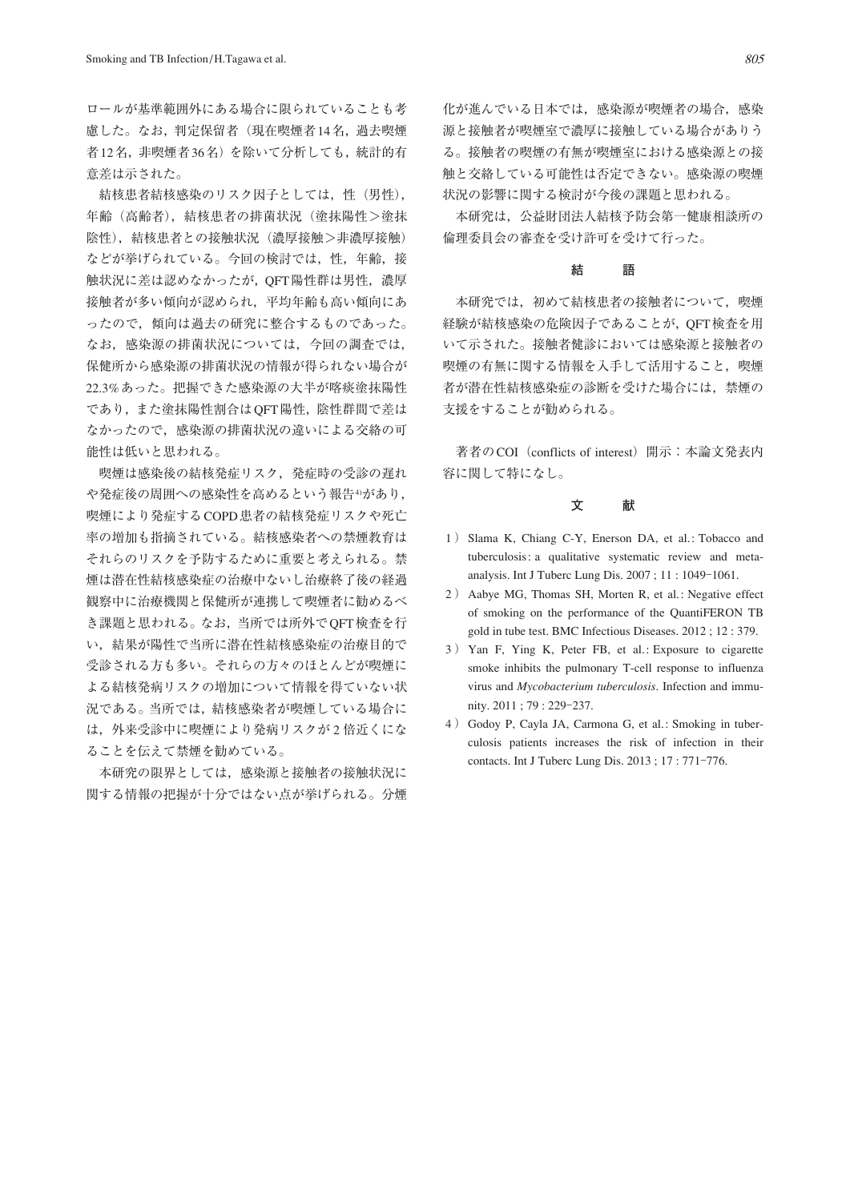ロールが基準範囲外にある場合に限られていることも考慮した。なお，判定保留者（現在喫煙者14名，過去喫煙者12名，非喫煙者36名）を除いて分析しても，統計的有意差は示された。

結核患者結核感染のリスク因子としては，性（男性），年齢（高齢者），結核患者の排菌状況（塗抹陽性＞塗抹陰性），結核患者との接触状況（濃厚接触＞非濃厚接触）などが挙げられている。今回の検討では，性，年齢，接触状況に差は認めなかったが，QFT陽性群は男性，濃厚接触者が多い傾向が認められ，平均年齢も高い傾向にあったので，傾向は過去の研究に整合するものであった。なお，感染源の排菌状況については，今回の調査では，保健所から感染源の排菌状況の情報が得られない場合が22.3%あった。把握できた感染源の大半が喀痰塗抹陽性であり，また塗抹陽性割合はQFT陽性，陰性群間で差はなかったので，感染源の排菌状況の違いによる交絡の可能性は低いと思われる。

喫煙は感染後の結核発症リスク，発症時の受診の遅れや発症後の周囲への感染性を高めるという報告[4]があり，喫煙により発症するCOPD患者の結核発症リスクや死亡率の増加も指摘されている。結核感染者への禁煙教育はそれらのリスクを予防するために重要と考えられる。禁煙は潜在性結核感染症の治療中ないし治療終了後の経過観察中に治療機関と保健所が連携して喫煙者に勧めるべき課題と思われる。なお，当所では所外でQFT検査を行い，結果が陽性で当所に潜在性結核感染症の治療目的で受診される方も多い。それらの方々のほとんどが喫煙による結核発病リスクの増加について情報を得ていない状況である。当所では，結核感染者が喫煙している場合には，外来受診中に喫煙により発病リスクが2倍近くになることを伝えて禁煙を勧めている。

本研究の限界としては，感染源と接触者の接触状況に関する情報の把握が十分ではない点が挙げられる。分煙化が進んでいる日本では，感染源が喫煙者の場合，感染源と接触者が喫煙室で濃厚に接触している場合がありうる。接触者の喫煙の有無が喫煙室における感染源との接触と交絡している可能性は否定できない。感染源の喫煙状況の影響に関する検討が今後の課題と思われる。

本研究は，公益財団法人結核予防会第一健康相談所の倫理委員会の審査を受け許可を受けて行った。

## 結　　語

本研究では，初めて結核患者の接触者について，喫煙経験が結核感染の危険因子であることが，QFT検査を用いて示された。接触者健診においては感染源と接触者の喫煙の有無に関する情報を入手して活用すること，喫煙者が潜在性結核感染症の診断を受けた場合には，禁煙の支援をすることが勧められる。

著者のCOI（conflicts of interest）開示：本論文発表内容に関して特になし。

## 文　　献

1）Slama K, Chiang C-Y, Enerson DA, et al.: Tobacco and tuberculosis: a qualitative systematic review and meta-analysis. Int J Tuberc Lung Dis. 2007 ; 11 : 1049–1061.

2）Aabye MG, Thomas SH, Morten R, et al.: Negative effect of smoking on the performance of the QuantiFERON TB gold in tube test. BMC Infectious Diseases. 2012 ; 12 : 379.

3）Yan F, Ying K, Peter FB, et al.: Exposure to cigarette smoke inhibits the pulmonary T-cell response to influenza virus and *Mycobacterium tuberculosis*. Infection and immunity. 2011 ; 79 : 229–237.

4）Godoy P, Cayla JA, Carmona G, et al.: Smoking in tuberculosis patients increases the risk of infection in their contacts. Int J Tuberc Lung Dis. 2013 ; 17 : 771–776.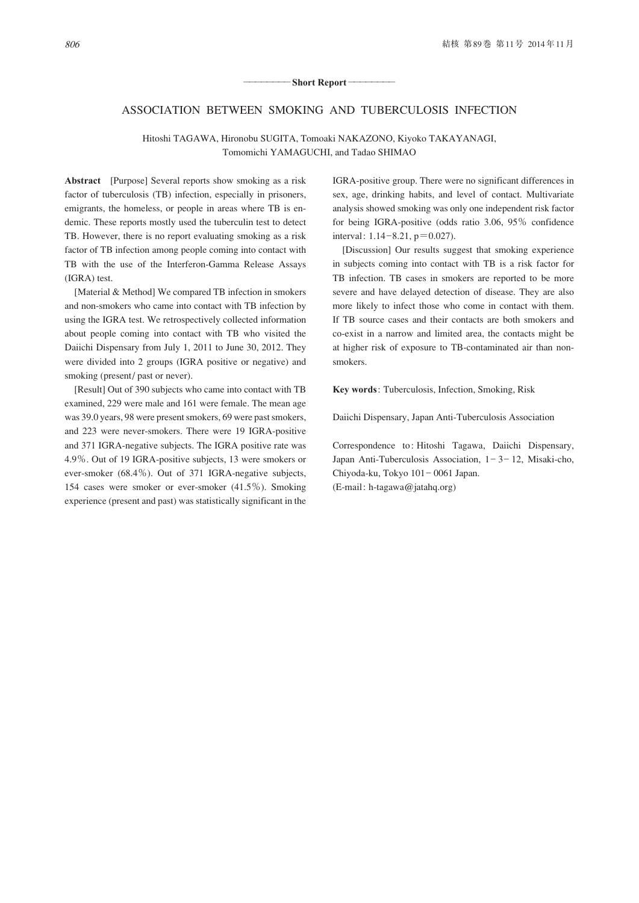Short Report

# ASSOCIATION BETWEEN SMOKING AND TUBERCULOSIS INFECTION

Hitoshi TAGAWA, Hironobu SUGITA, Tomoaki NAKAZONO, Kiyoko TAKAYANAGI, Tomomichi YAMAGUCHI, and Tadao SHIMAO

**Abstract** [Purpose] Several reports show smoking as a risk factor of tuberculosis (TB) infection, especially in prisoners, emigrants, the homeless, or people in areas where TB is endemic. These reports mostly used the tuberculin test to detect TB. However, there is no report evaluating smoking as a risk factor of TB infection among people coming into contact with TB with the use of the Interferon-Gamma Release Assays (IGRA) test.

[Material & Method] We compared TB infection in smokers and non-smokers who came into contact with TB infection by using the IGRA test. We retrospectively collected information about people coming into contact with TB who visited the Daiichi Dispensary from July 1, 2011 to June 30, 2012. They were divided into 2 groups (IGRA positive or negative) and smoking (present/ past or never).

[Result] Out of 390 subjects who came into contact with TB examined, 229 were male and 161 were female. The mean age was 39.0 years, 98 were present smokers, 69 were past smokers, and 223 were never-smokers. There were 19 IGRA-positive and 371 IGRA-negative subjects. The IGRA positive rate was 4.9%. Out of 19 IGRA-positive subjects, 13 were smokers or ever-smoker (68.4%). Out of 371 IGRA-negative subjects, 154 cases were smoker or ever-smoker (41.5%). Smoking experience (present and past) was statistically significant in the IGRA-positive group. There were no significant differences in sex, age, drinking habits, and level of contact. Multivariate analysis showed smoking was only one independent risk factor for being IGRA-positive (odds ratio 3.06, 95% confidence interval: 1.14−8.21, $p=0.027$).

[Discussion] Our results suggest that smoking experience in subjects coming into contact with TB is a risk factor for TB infection. TB cases in smokers are reported to be more severe and have delayed detection of disease. They are also more likely to infect those who come in contact with them. If TB source cases and their contacts are both smokers and co-exist in a narrow and limited area, the contacts might be at higher risk of exposure to TB-contaminated air than non-smokers.

**Key words**: Tuberculosis, Infection, Smoking, Risk

Daiichi Dispensary, Japan Anti-Tuberculosis Association

Correspondence to: Hitoshi Tagawa, Daiichi Dispensary, Japan Anti-Tuberculosis Association, 1−3−12, Misaki-cho, Chiyoda-ku, Tokyo 101−0061 Japan.
(E-mail: h-tagawa@jatahq.org)